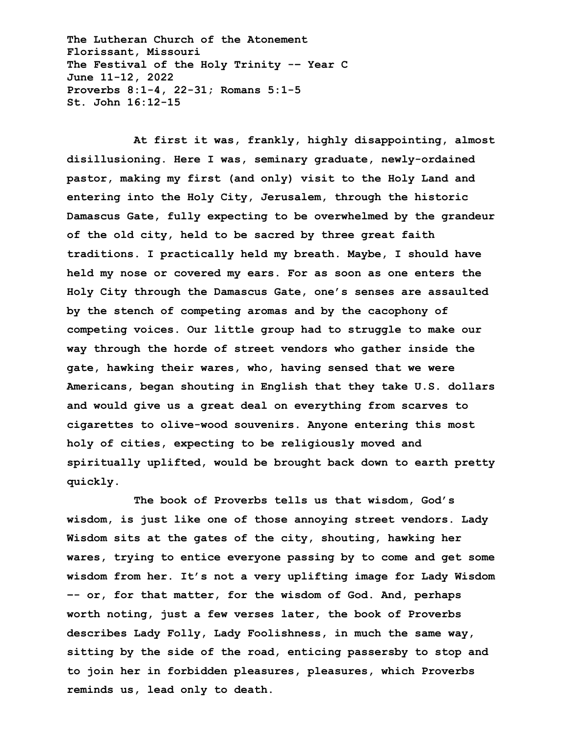**The Lutheran Church of the Atonement**
**Florissant, Missouri**
**The Festival of the Holy Trinity -- Year C**
**June 11-12, 2022**
**Proverbs 8:1-4, 22-31; Romans 5:1-5**
**St. John 16:12-15**

At first it was, frankly, highly disappointing, almost disillusioning. Here I was, seminary graduate, newly-ordained pastor, making my first (and only) visit to the Holy Land and entering into the Holy City, Jerusalem, through the historic Damascus Gate, fully expecting to be overwhelmed by the grandeur of the old city, held to be sacred by three great faith traditions. I practically held my breath. Maybe, I should have held my nose or covered my ears. For as soon as one enters the Holy City through the Damascus Gate, one's senses are assaulted by the stench of competing aromas and by the cacophony of competing voices. Our little group had to struggle to make our way through the horde of street vendors who gather inside the gate, hawking their wares, who, having sensed that we were Americans, began shouting in English that they take U.S. dollars and would give us a great deal on everything from scarves to cigarettes to olive-wood souvenirs. Anyone entering this most holy of cities, expecting to be religiously moved and spiritually uplifted, would be brought back down to earth pretty quickly.

The book of Proverbs tells us that wisdom, God's wisdom, is just like one of those annoying street vendors. Lady Wisdom sits at the gates of the city, shouting, hawking her wares, trying to entice everyone passing by to come and get some wisdom from her. It's not a very uplifting image for Lady Wisdom -- or, for that matter, for the wisdom of God. And, perhaps worth noting, just a few verses later, the book of Proverbs describes Lady Folly, Lady Foolishness, in much the same way, sitting by the side of the road, enticing passersby to stop and to join her in forbidden pleasures, pleasures, which Proverbs reminds us, lead only to death.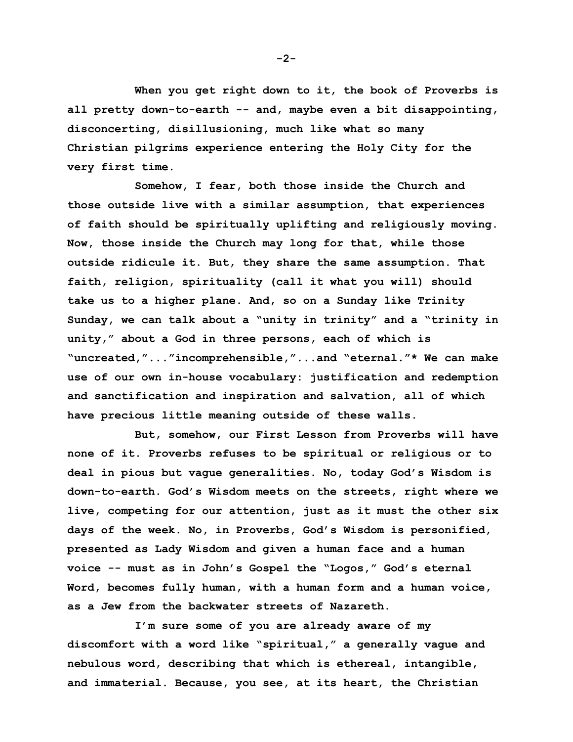When you get right down to it, the book of Proverbs is all pretty down-to-earth -- and, maybe even a bit disappointing, disconcerting, disillusioning, much like what so many Christian pilgrims experience entering the Holy City for the very first time.

Somehow, I fear, both those inside the Church and those outside live with a similar assumption, that experiences of faith should be spiritually uplifting and religiously moving. Now, those inside the Church may long for that, while those outside ridicule it. But, they share the same assumption. That faith, religion, spirituality (call it what you will) should take us to a higher plane. And, so on a Sunday like Trinity Sunday, we can talk about a "unity in trinity" and a "trinity in unity," about a God in three persons, each of which is "uncreated,"..."incomprehensible,"...and "eternal."* We can make use of our own in-house vocabulary: justification and redemption and sanctification and inspiration and salvation, all of which have precious little meaning outside of these walls.

But, somehow, our First Lesson from Proverbs will have none of it. Proverbs refuses to be spiritual or religious or to deal in pious but vague generalities. No, today God's Wisdom is down-to-earth. God's Wisdom meets on the streets, right where we live, competing for our attention, just as it must the other six days of the week. No, in Proverbs, God's Wisdom is personified, presented as Lady Wisdom and given a human face and a human voice -- must as in John's Gospel the "Logos," God's eternal Word, becomes fully human, with a human form and a human voice, as a Jew from the backwater streets of Nazareth.

I'm sure some of you are already aware of my discomfort with a word like "spiritual," a generally vague and nebulous word, describing that which is ethereal, intangible, and immaterial. Because, you see, at its heart, the Christian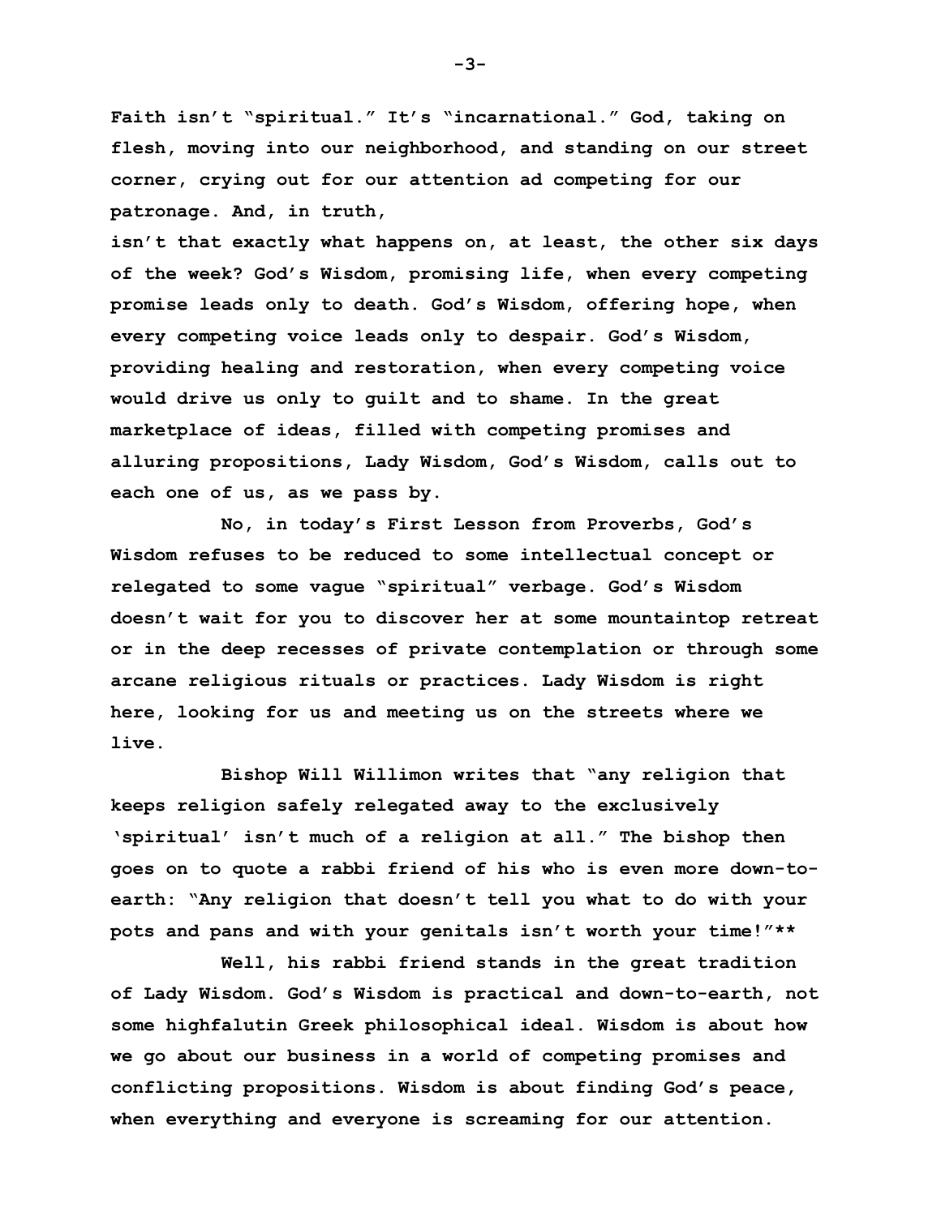Faith isn't "spiritual." It's "incarnational." God, taking on flesh, moving into our neighborhood, and standing on our street corner, crying out for our attention ad competing for our patronage. And, in truth,
isn't that exactly what happens on, at least, the other six days of the week? God's Wisdom, promising life, when every competing promise leads only to death. God's Wisdom, offering hope, when every competing voice leads only to despair. God's Wisdom, providing healing and restoration, when every competing voice would drive us only to guilt and to shame. In the great marketplace of ideas, filled with competing promises and alluring propositions, Lady Wisdom, God's Wisdom, calls out to each one of us, as we pass by.

No, in today's First Lesson from Proverbs, God's Wisdom refuses to be reduced to some intellectual concept or relegated to some vague "spiritual" verbage. God's Wisdom doesn't wait for you to discover her at some mountaintop retreat or in the deep recesses of private contemplation or through some arcane religious rituals or practices. Lady Wisdom is right here, looking for us and meeting us on the streets where we live.

Bishop Will Willimon writes that "any religion that keeps religion safely relegated away to the exclusively 'spiritual' isn't much of a religion at all." The bishop then goes on to quote a rabbi friend of his who is even more down-to-earth: "Any religion that doesn't tell you what to do with your pots and pans and with your genitals isn't worth your time!"**

Well, his rabbi friend stands in the great tradition of Lady Wisdom. God's Wisdom is practical and down-to-earth, not some highfalutin Greek philosophical ideal. Wisdom is about how we go about our business in a world of competing promises and conflicting propositions. Wisdom is about finding God's peace, when everything and everyone is screaming for our attention.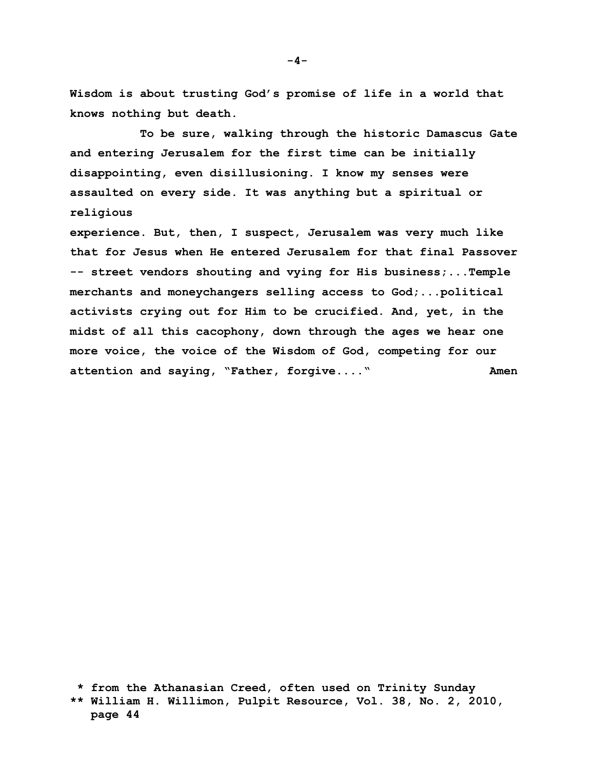**Wisdom is about trusting God's promise of life in a world that knows nothing but death.**

**To be sure, walking through the historic Damascus Gate and entering Jerusalem for the first time can be initially disappointing, even disillusioning. I know my senses were assaulted on every side. It was anything but a spiritual or religious experience. But, then, I suspect, Jerusalem was very much like that for Jesus when He entered Jerusalem for that final Passover -- street vendors shouting and vying for His business;...Temple merchants and moneychangers selling access to God;...political activists crying out for Him to be crucified. And, yet, in the midst of all this cacophony, down through the ages we hear one more voice, the voice of the Wisdom of God, competing for our attention and saying, "Father, forgive...." Amen**

**\* from the Athanasian Creed, often used on Trinity Sunday**

**\*\* William H. Willimon, Pulpit Resource, Vol. 38, No. 2, 2010, page 44**